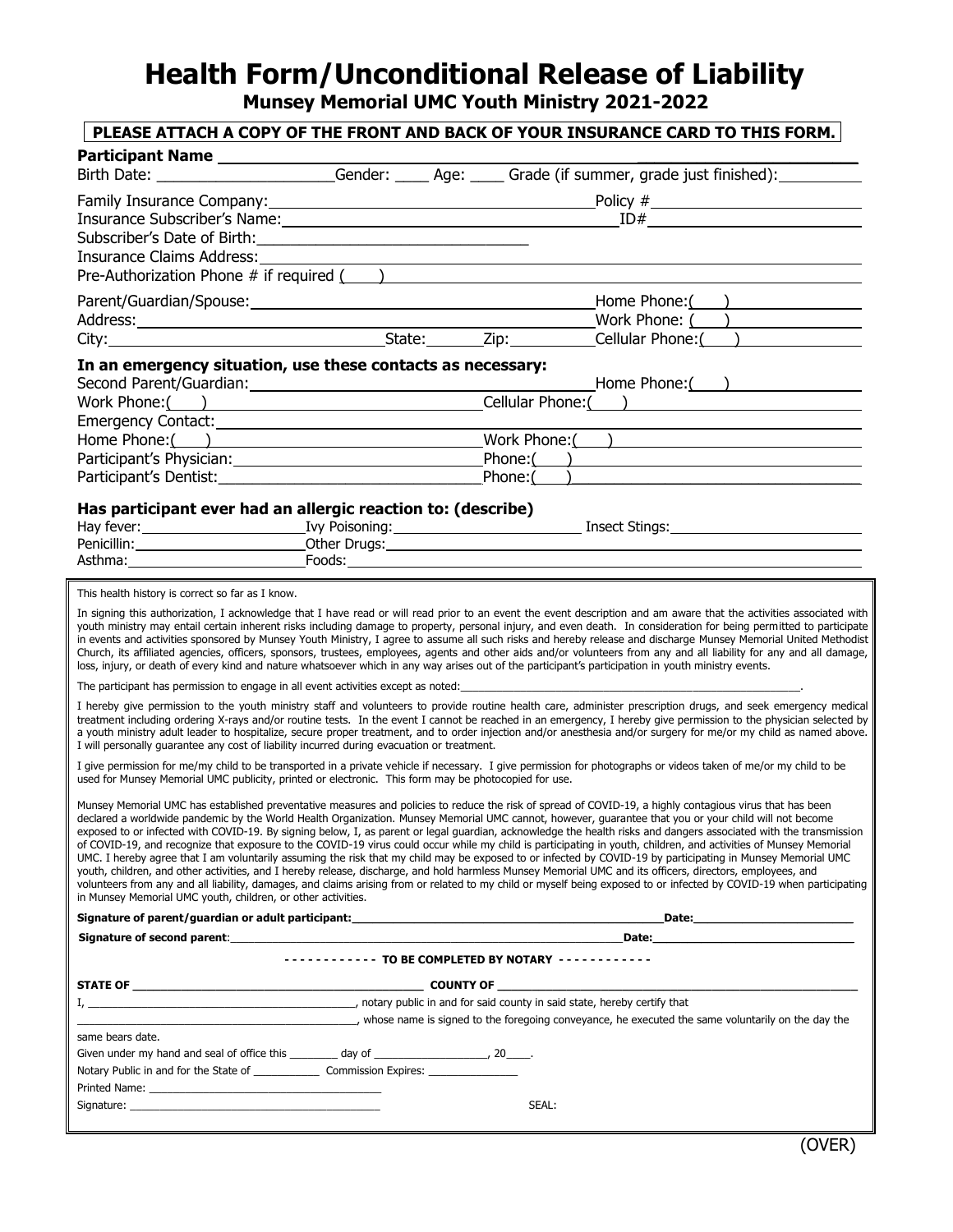# Health Form/Unconditional Release of Liability

## Munsey Memorial UMC Youth Ministry 2021-2022

**PLEASE ATTACH A COPY OF THE FRONT AND BACK OF YOUR INSURANCE CARD TO THIS FORM.**

**Participant Name** ______________________________________________

Birth Date: ____________________ Gender: ____ Age: ____ Grade (if summer, grade just finished): __________

Family Insurance Company: ______________________________ Policy # ______________________

Insurance Subscriber's Name: ______________________________ ID# ______________________

Subscriber's Date of Birth: ______________________________

Insurance Claims Address: ______________________________________________

Pre-Authorization Phone # if required ( ) ______________________________

Parent/Guardian/Spouse: ______________________________ Home Phone:( ) ______________

Address: ______________________________ Work Phone: ( ) ______________

City: ____________________ State: ______ Zip: __________ Cellular Phone:( ) ______________

### In an emergency situation, use these contacts as necessary:

Second Parent/Guardian: ______________________________ Home Phone:( ) ______________

Work Phone:( ) ______________________ Cellular Phone:( ) ______________________

Emergency Contact: ______________________________________________

Home Phone:( ) ______________________ Work Phone:( ) ______________________

Participant's Physician: ______________________ Phone:( ) ______________________

Participant's Dentist: ______________________ Phone:( ) ______________________

### Has participant ever had an allergic reaction to: (describe)

Hay fever: ______________ Ivy Poisoning: ______________ Insect Stings: ______________

Penicillin: ______________ Other Drugs: ______________________________

Asthma: ______________ Foods: ______________________________

This health history is correct so far as I know.

In signing this authorization, I acknowledge that I have read or will read prior to an event the event description and am aware that the activities associated with youth ministry may entail certain inherent risks including damage to property, personal injury, and even death. In consideration for being permitted to participate in events and activities sponsored by Munsey Youth Ministry, I agree to assume all such risks and hereby release and discharge Munsey Memorial United Methodist Church, its affiliated agencies, officers, sponsors, trustees, employees, agents and other aids and/or volunteers from any and all liability for any and all damage, loss, injury, or death of every kind and nature whatsoever which in any way arises out of the participant's participation in youth ministry events.

The participant has permission to engage in all event activities except as noted: ______________________________.

I hereby give permission to the youth ministry staff and volunteers to provide routine health care, administer prescription drugs, and seek emergency medical treatment including ordering X-rays and/or routine tests. In the event I cannot be reached in an emergency, I hereby give permission to the physician selected by a youth ministry adult leader to hospitalize, secure proper treatment, and to order injection and/or anesthesia and/or surgery for me/or my child as named above. I will personally guarantee any cost of liability incurred during evacuation or treatment.

I give permission for me/my child to be transported in a private vehicle if necessary. I give permission for photographs or videos taken of me/or my child to be used for Munsey Memorial UMC publicity, printed or electronic. This form may be photocopied for use.

Munsey Memorial UMC has established preventative measures and policies to reduce the risk of spread of COVID-19, a highly contagious virus that has been declared a worldwide pandemic by the World Health Organization. Munsey Memorial UMC cannot, however, guarantee that you or your child will not become exposed to or infected with COVID-19. By signing below, I, as parent or legal guardian, acknowledge the health risks and dangers associated with the transmission of COVID-19, and recognize that exposure to the COVID-19 virus could occur while my child is participating in youth, children, and activities of Munsey Memorial UMC. I hereby agree that I am voluntarily assuming the risk that my child may be exposed to or infected by COVID-19 by participating in Munsey Memorial UMC youth, children, and other activities, and I hereby release, discharge, and hold harmless Munsey Memorial UMC and its officers, directors, employees, and volunteers from any and all liability, damages, and claims arising from or related to my child or myself being exposed to or infected by COVID-19 when participating in Munsey Memorial UMC youth, children, or other activities.

**Signature of parent/guardian or adult participant:** ______________________________ **Date:** ______________

**Signature of second parent**: ______________________________ **Date:** ______________

**- - - - - - - - - - - - TO BE COMPLETED BY NOTARY - - - - - - - - - - - -**

**STATE OF** ______________________ **COUNTY OF** ______________________

I, ______________________, notary public in and for said county in said state, hereby certify that

______________________, whose name is signed to the foregoing conveyance, he executed the same voluntarily on the day the same bears date.

Given under my hand and seal of office this ________ day of __________________, 20____.

Notary Public in and for the State of ___________ Commission Expires: _______________

Printed Name: ______________________________

Signature: ______________________________ SEAL:

(OVER)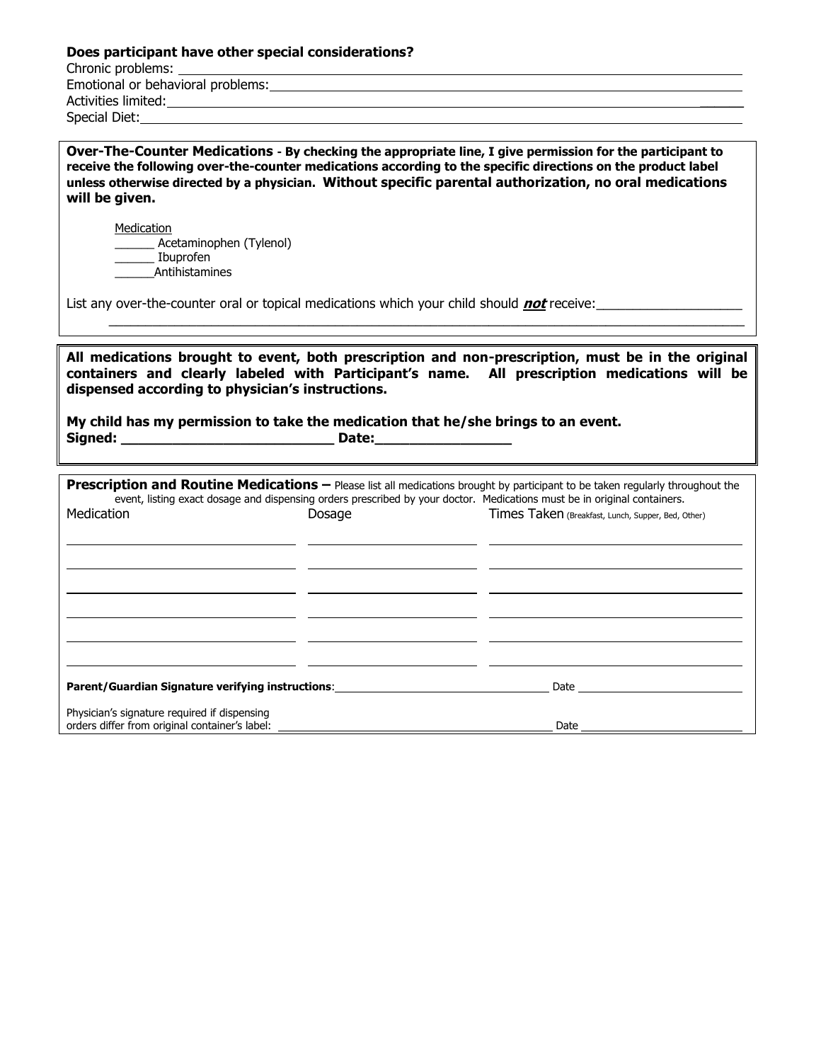**Does participant have other special considerations?**

Chronic problems: ___________________________________________

Emotional or behavioral problems: ___________________________________________

Activities limited: ___________________________________________

Special Diet: ___________________________________________

**Over-The-Counter Medications - By checking the appropriate line, I give permission for the participant to receive the following over-the-counter medications according to the specific directions on the product label unless otherwise directed by a physician. Without specific parental authorization, no oral medications will be given.**

Medication

______ Acetaminophen (Tylenol)

______ Ibuprofen

______Antihistamines

List any over-the-counter oral or topical medications which your child should ***not*** receive:____________________

___________________________________________________________________________________

**All medications brought to event, both prescription and non-prescription, must be in the original containers and clearly labeled with Participant's name. All prescription medications will be dispensed according to physician's instructions.**

**My child has my permission to take the medication that he/she brings to an event.**
**Signed: __________________________ Date:_________________**

**Prescription and Routine Medications –** Please list all medications brought by participant to be taken regularly throughout the event, listing exact dosage and dispensing orders prescribed by your doctor. Medications must be in original containers.

| Medication | Dosage | Times Taken (Breakfast, Lunch, Supper, Bed, Other) |
|---|---|---|
| | | |
| | | |
| | | |
| | | |
| | | |
| | | |

**Parent/Guardian Signature verifying instructions**: ______________________________ Date ______________________

Physician's signature required if dispensing orders differ from original container's label: ______________________________ Date ______________________